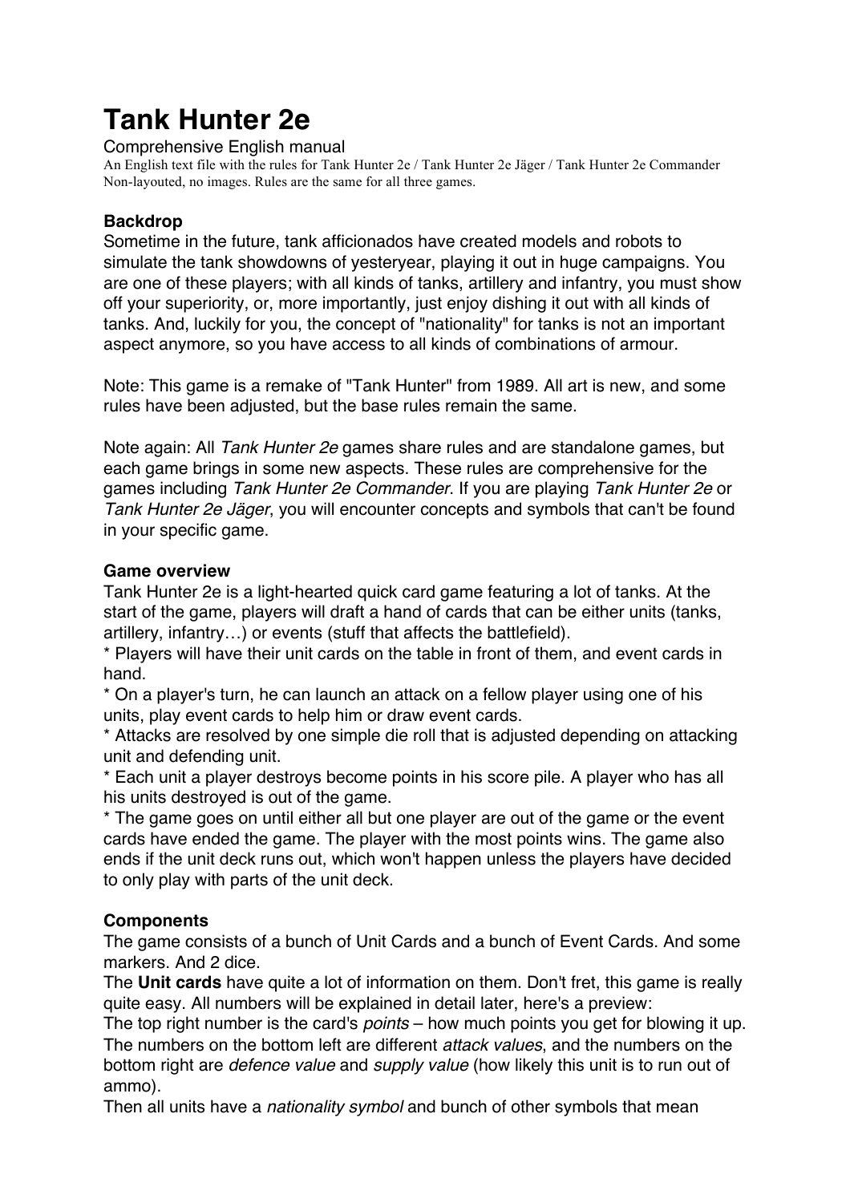# Tank Hunter 2e

Comprehensive English manual

An English text file with the rules for Tank Hunter 2e / Tank Hunter 2e Jäger / Tank Hunter 2e Commander
Non-layouted, no images. Rules are the same for all three games.

## Backdrop

Sometime in the future, tank afficionados have created models and robots to simulate the tank showdowns of yesteryear, playing it out in huge campaigns. You are one of these players; with all kinds of tanks, artillery and infantry, you must show off your superiority, or, more importantly, just enjoy dishing it out with all kinds of tanks. And, luckily for you, the concept of "nationality" for tanks is not an important aspect anymore, so you have access to all kinds of combinations of armour.

Note: This game is a remake of "Tank Hunter" from 1989. All art is new, and some rules have been adjusted, but the base rules remain the same.

Note again: All *Tank Hunter 2e* games share rules and are standalone games, but each game brings in some new aspects. These rules are comprehensive for the games including *Tank Hunter 2e Commander*. If you are playing *Tank Hunter 2e* or *Tank Hunter 2e Jäger*, you will encounter concepts and symbols that can't be found in your specific game.

## Game overview

Tank Hunter 2e is a light-hearted quick card game featuring a lot of tanks. At the start of the game, players will draft a hand of cards that can be either units (tanks, artillery, infantry…) or events (stuff that affects the battlefield).

* Players will have their unit cards on the table in front of them, and event cards in hand.
* On a player's turn, he can launch an attack on a fellow player using one of his units, play event cards to help him or draw event cards.
* Attacks are resolved by one simple die roll that is adjusted depending on attacking unit and defending unit.
* Each unit a player destroys become points in his score pile. A player who has all his units destroyed is out of the game.
* The game goes on until either all but one player are out of the game or the event cards have ended the game. The player with the most points wins. The game also ends if the unit deck runs out, which won't happen unless the players have decided to only play with parts of the unit deck.

## Components

The game consists of a bunch of Unit Cards and a bunch of Event Cards. And some markers. And 2 dice.

The **Unit cards** have quite a lot of information on them. Don't fret, this game is really quite easy. All numbers will be explained in detail later, here's a preview:

The top right number is the card's *points* – how much points you get for blowing it up.
The numbers on the bottom left are different *attack values*, and the numbers on the bottom right are *defence value* and *supply value* (how likely this unit is to run out of ammo).

Then all units have a *nationality symbol* and bunch of other symbols that mean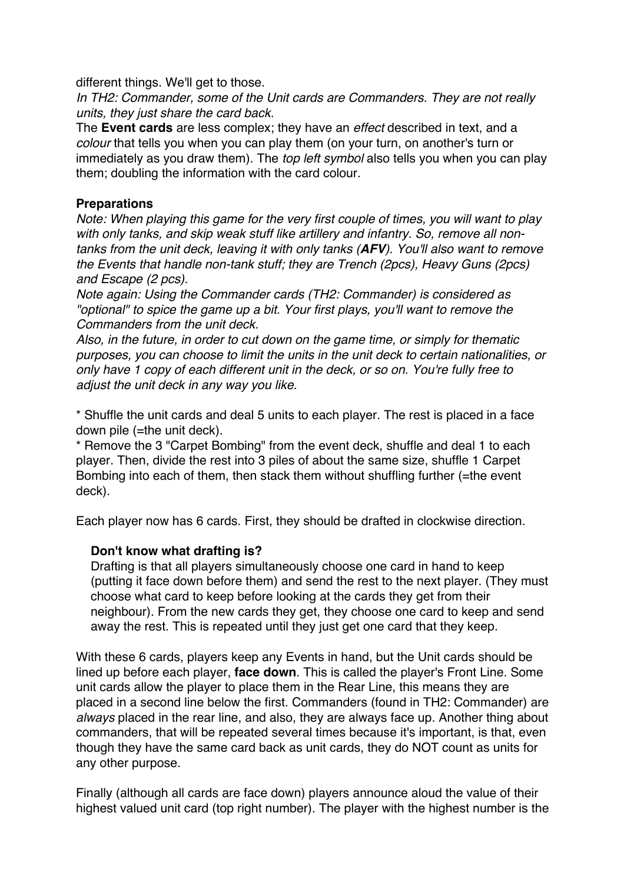different things. We'll get to those.

*In TH2: Commander, some of the Unit cards are Commanders. They are not really units, they just share the card back.*

The **Event cards** are less complex; they have an *effect* described in text, and a *colour* that tells you when you can play them (on your turn, on another's turn or immediately as you draw them). The *top left symbol* also tells you when you can play them; doubling the information with the card colour.

**Preparations**

*Note: When playing this game for the very first couple of times, you will want to play with only tanks, and skip weak stuff like artillery and infantry. So, remove all non-tanks from the unit deck, leaving it with only tanks (**AFV**). You'll also want to remove the Events that handle non-tank stuff; they are Trench (2pcs), Heavy Guns (2pcs) and Escape (2 pcs).*

*Note again: Using the Commander cards (TH2: Commander) is considered as "optional" to spice the game up a bit. Your first plays, you'll want to remove the Commanders from the unit deck.*

*Also, in the future, in order to cut down on the game time, or simply for thematic purposes, you can choose to limit the units in the unit deck to certain nationalities, or only have 1 copy of each different unit in the deck, or so on. You're fully free to adjust the unit deck in any way you like.*

* Shuffle the unit cards and deal 5 units to each player. The rest is placed in a face down pile (=the unit deck).
* Remove the 3 "Carpet Bombing" from the event deck, shuffle and deal 1 to each player. Then, divide the rest into 3 piles of about the same size, shuffle 1 Carpet Bombing into each of them, then stack them without shuffling further (=the event deck).

Each player now has 6 cards. First, they should be drafted in clockwise direction.

> **Don't know what drafting is?**
> Drafting is that all players simultaneously choose one card in hand to keep (putting it face down before them) and send the rest to the next player. (They must choose what card to keep before looking at the cards they get from their neighbour). From the new cards they get, they choose one card to keep and send away the rest. This is repeated until they just get one card that they keep.

With these 6 cards, players keep any Events in hand, but the Unit cards should be lined up before each player, **face down**. This is called the player's Front Line. Some unit cards allow the player to place them in the Rear Line, this means they are placed in a second line below the first. Commanders (found in TH2: Commander) are *always* placed in the rear line, and also, they are always face up. Another thing about commanders, that will be repeated several times because it's important, is that, even though they have the same card back as unit cards, they do NOT count as units for any other purpose.

Finally (although all cards are face down) players announce aloud the value of their highest valued unit card (top right number). The player with the highest number is the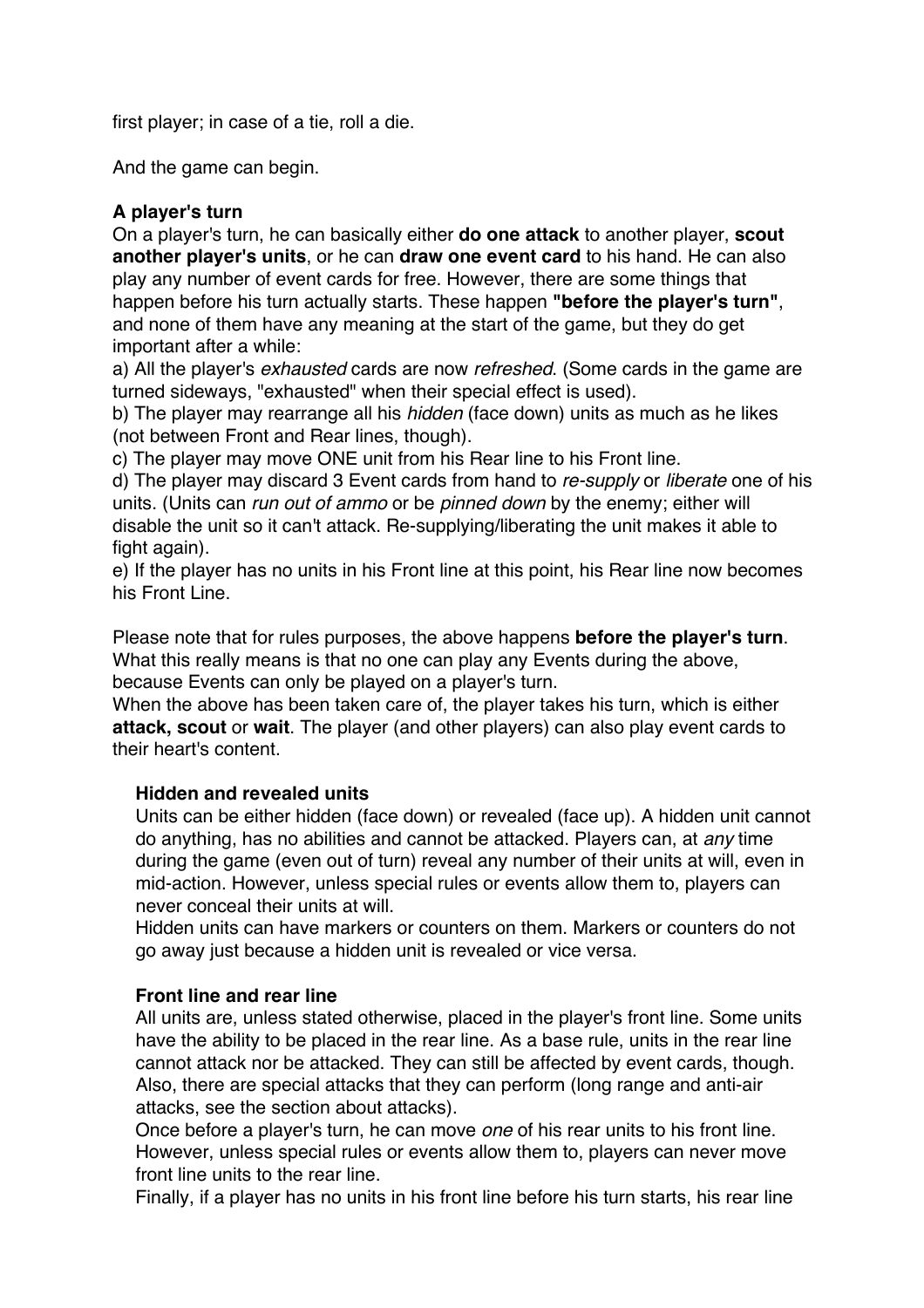first player; in case of a tie, roll a die.

And the game can begin.

**A player's turn**

On a player's turn, he can basically either **do one attack** to another player, **scout another player's units**, or he can **draw one event card** to his hand. He can also play any number of event cards for free. However, there are some things that happen before his turn actually starts. These happen **"before the player's turn"**, and none of them have any meaning at the start of the game, but they do get important after a while:

a) All the player's *exhausted* cards are now *refreshed*. (Some cards in the game are turned sideways, "exhausted" when their special effect is used).

b) The player may rearrange all his *hidden* (face down) units as much as he likes (not between Front and Rear lines, though).

c) The player may move ONE unit from his Rear line to his Front line.

d) The player may discard 3 Event cards from hand to *re-supply* or *liberate* one of his units. (Units can *run out of ammo* or be *pinned down* by the enemy; either will disable the unit so it can't attack. Re-supplying/liberating the unit makes it able to fight again).

e) If the player has no units in his Front line at this point, his Rear line now becomes his Front Line.

Please note that for rules purposes, the above happens **before the player's turn**. What this really means is that no one can play any Events during the above, because Events can only be played on a player's turn.

When the above has been taken care of, the player takes his turn, which is either **attack, scout** or **wait**. The player (and other players) can also play event cards to their heart's content.

**Hidden and revealed units**

Units can be either hidden (face down) or revealed (face up). A hidden unit cannot do anything, has no abilities and cannot be attacked. Players can, at *any* time during the game (even out of turn) reveal any number of their units at will, even in mid-action. However, unless special rules or events allow them to, players can never conceal their units at will.

Hidden units can have markers or counters on them. Markers or counters do not go away just because a hidden unit is revealed or vice versa.

**Front line and rear line**

All units are, unless stated otherwise, placed in the player's front line. Some units have the ability to be placed in the rear line. As a base rule, units in the rear line cannot attack nor be attacked. They can still be affected by event cards, though. Also, there are special attacks that they can perform (long range and anti-air attacks, see the section about attacks).

Once before a player's turn, he can move *one* of his rear units to his front line. However, unless special rules or events allow them to, players can never move front line units to the rear line.

Finally, if a player has no units in his front line before his turn starts, his rear line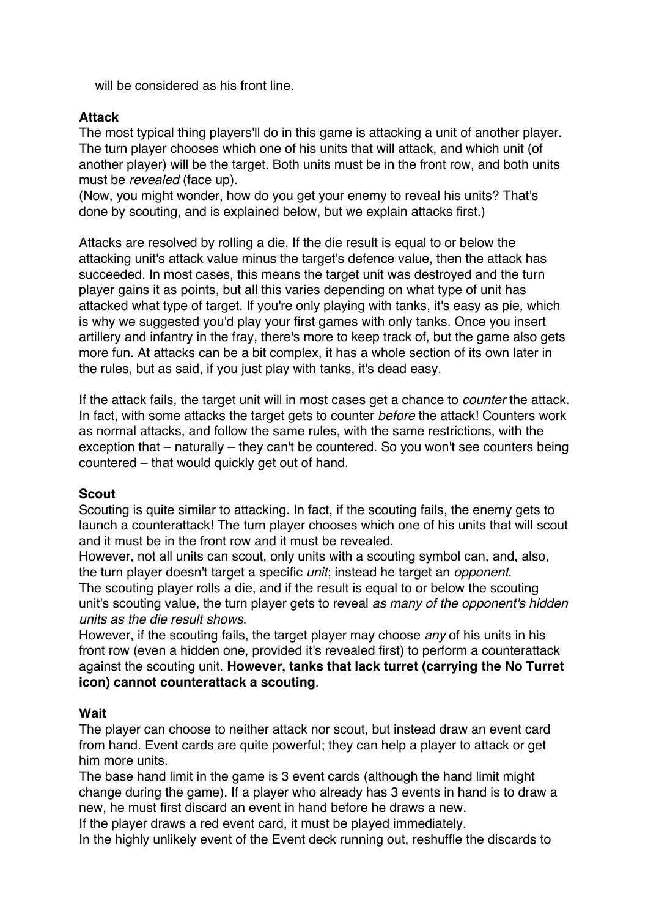will be considered as his front line.

**Attack**

The most typical thing players'll do in this game is attacking a unit of another player. The turn player chooses which one of his units that will attack, and which unit (of another player) will be the target. Both units must be in the front row, and both units must be *revealed* (face up).

(Now, you might wonder, how do you get your enemy to reveal his units? That's done by scouting, and is explained below, but we explain attacks first.)

Attacks are resolved by rolling a die. If the die result is equal to or below the attacking unit's attack value minus the target's defence value, then the attack has succeeded. In most cases, this means the target unit was destroyed and the turn player gains it as points, but all this varies depending on what type of unit has attacked what type of target. If you're only playing with tanks, it's easy as pie, which is why we suggested you'd play your first games with only tanks. Once you insert artillery and infantry in the fray, there's more to keep track of, but the game also gets more fun. At attacks can be a bit complex, it has a whole section of its own later in the rules, but as said, if you just play with tanks, it's dead easy.

If the attack fails, the target unit will in most cases get a chance to *counter* the attack. In fact, with some attacks the target gets to counter *before* the attack! Counters work as normal attacks, and follow the same rules, with the same restrictions, with the exception that – naturally – they can't be countered. So you won't see counters being countered – that would quickly get out of hand.

**Scout**

Scouting is quite similar to attacking. In fact, if the scouting fails, the enemy gets to launch a counterattack! The turn player chooses which one of his units that will scout and it must be in the front row and it must be revealed.

However, not all units can scout, only units with a scouting symbol can, and, also, the turn player doesn't target a specific *unit*; instead he target an *opponent*.

The scouting player rolls a die, and if the result is equal to or below the scouting unit's scouting value, the turn player gets to reveal *as many of the opponent's hidden units as the die result shows*.

However, if the scouting fails, the target player may choose *any* of his units in his front row (even a hidden one, provided it's revealed first) to perform a counterattack against the scouting unit. **However, tanks that lack turret (carrying the No Turret icon) cannot counterattack a scouting**.

**Wait**

The player can choose to neither attack nor scout, but instead draw an event card from hand. Event cards are quite powerful; they can help a player to attack or get him more units.

The base hand limit in the game is 3 event cards (although the hand limit might change during the game). If a player who already has 3 events in hand is to draw a new, he must first discard an event in hand before he draws a new.

If the player draws a red event card, it must be played immediately.

In the highly unlikely event of the Event deck running out, reshuffle the discards to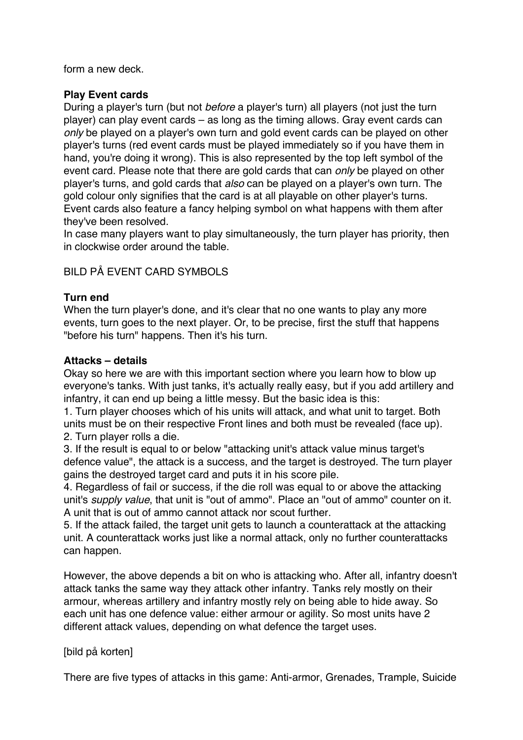form a new deck.

**Play Event cards**

During a player's turn (but not *before* a player's turn) all players (not just the turn player) can play event cards – as long as the timing allows. Gray event cards can *only* be played on a player's own turn and gold event cards can be played on other player's turns (red event cards must be played immediately so if you have them in hand, you're doing it wrong). This is also represented by the top left symbol of the event card. Please note that there are gold cards that can *only* be played on other player's turns, and gold cards that *also* can be played on a player's own turn. The gold colour only signifies that the card is at all playable on other player's turns. Event cards also feature a fancy helping symbol on what happens with them after they've been resolved.
In case many players want to play simultaneously, the turn player has priority, then in clockwise order around the table.

BILD PÅ EVENT CARD SYMBOLS

**Turn end**

When the turn player's done, and it's clear that no one wants to play any more events, turn goes to the next player. Or, to be precise, first the stuff that happens "before his turn" happens. Then it's his turn.

**Attacks – details**

Okay so here we are with this important section where you learn how to blow up everyone's tanks. With just tanks, it's actually really easy, but if you add artillery and infantry, it can end up being a little messy. But the basic idea is this:

1. Turn player chooses which of his units will attack, and what unit to target. Both units must be on their respective Front lines and both must be revealed (face up).
2. Turn player rolls a die.
3. If the result is equal to or below "attacking unit's attack value minus target's defence value", the attack is a success, and the target is destroyed. The turn player gains the destroyed target card and puts it in his score pile.
4. Regardless of fail or success, if the die roll was equal to or above the attacking unit's *supply value*, that unit is "out of ammo". Place an "out of ammo" counter on it. A unit that is out of ammo cannot attack nor scout further.
5. If the attack failed, the target unit gets to launch a counterattack at the attacking unit. A counterattack works just like a normal attack, only no further counterattacks can happen.

However, the above depends a bit on who is attacking who. After all, infantry doesn't attack tanks the same way they attack other infantry. Tanks rely mostly on their armour, whereas artillery and infantry mostly rely on being able to hide away. So each unit has one defence value: either armour or agility. So most units have 2 different attack values, depending on what defence the target uses.

[bild på korten]

There are five types of attacks in this game: Anti-armor, Grenades, Trample, Suicide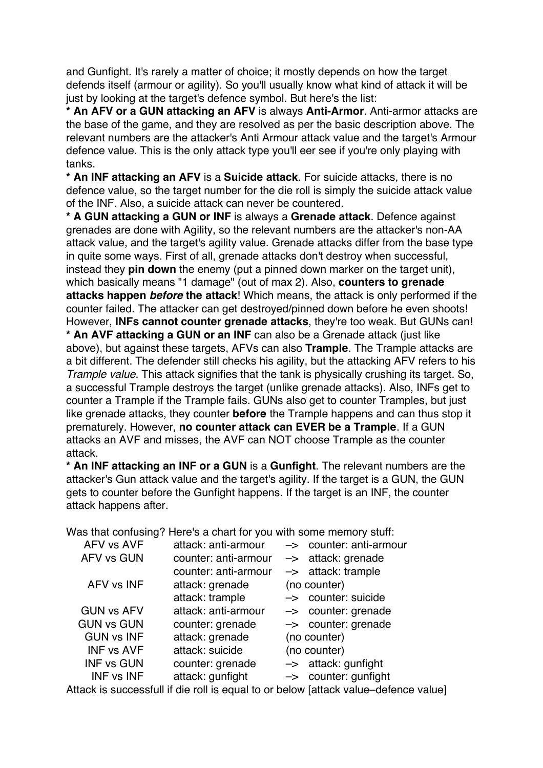and Gunfight. It's rarely a matter of choice; it mostly depends on how the target defends itself (armour or agility). So you'll usually know what kind of attack it will be just by looking at the target's defence symbol. But here's the list:

* **An AFV or a GUN attacking an AFV** is always **Anti-Armor**. Anti-armor attacks are the base of the game, and they are resolved as per the basic description above. The relevant numbers are the attacker's Anti Armour attack value and the target's Armour defence value. This is the only attack type you'll eer see if you're only playing with tanks.

* **An INF attacking an AFV** is a **Suicide attack**. For suicide attacks, there is no defence value, so the target number for the die roll is simply the suicide attack value of the INF. Also, a suicide attack can never be countered.

* **A GUN attacking a GUN or INF** is always a **Grenade attack**. Defence against grenades are done with Agility, so the relevant numbers are the attacker's non-AA attack value, and the target's agility value. Grenade attacks differ from the base type in quite some ways. First of all, grenade attacks don't destroy when successful, instead they **pin down** the enemy (put a pinned down marker on the target unit), which basically means "1 damage" (out of max 2). Also, **counters to grenade attacks happen *before* the attack**! Which means, the attack is only performed if the counter failed. The attacker can get destroyed/pinned down before he even shoots! However, **INFs cannot counter grenade attacks**, they're too weak. But GUNs can!

* **An AVF attacking a GUN or an INF** can also be a Grenade attack (just like above), but against these targets, AFVs can also **Trample**. The Trample attacks are a bit different. The defender still checks his agility, but the attacking AFV refers to his *Trample value.* This attack signifies that the tank is physically crushing its target. So, a successful Trample destroys the target (unlike grenade attacks). Also, INFs get to counter a Trample if the Trample fails. GUNs also get to counter Tramples, but just like grenade attacks, they counter **before** the Trample happens and can thus stop it prematurely. However, **no counter attack can EVER be a Trample**. If a GUN attacks an AVF and misses, the AVF can NOT choose Trample as the counter attack.

* **An INF attacking an INF or a GUN** is a **Gunfight**. The relevant numbers are the attacker's Gun attack value and the target's agility. If the target is a GUN, the GUN gets to counter before the Gunfight happens. If the target is an INF, the counter attack happens after.

Was that confusing? Here's a chart for you with some memory stuff:

| | | | |
|---|---|---|---|
| AFV vs AVF | attack: anti-armour | –> | counter: anti-armour |
| AFV vs GUN | counter: anti-armour | –> | attack: grenade |
| | counter: anti-armour | –> | attack: trample |
| AFV vs INF | attack: grenade | | (no counter) |
| | attack: trample | –> | counter: suicide |
| GUN vs AFV | attack: anti-armour | –> | counter: grenade |
| GUN vs GUN | counter: grenade | –> | counter: grenade |
| GUN vs INF | attack: grenade | | (no counter) |
| INF vs AVF | attack: suicide | | (no counter) |
| INF vs GUN | counter: grenade | –> | attack: gunfight |
| INF vs INF | attack: gunfight | –> | counter: gunfight |

Attack is successfull if die roll is equal to or below [attack value–defence value]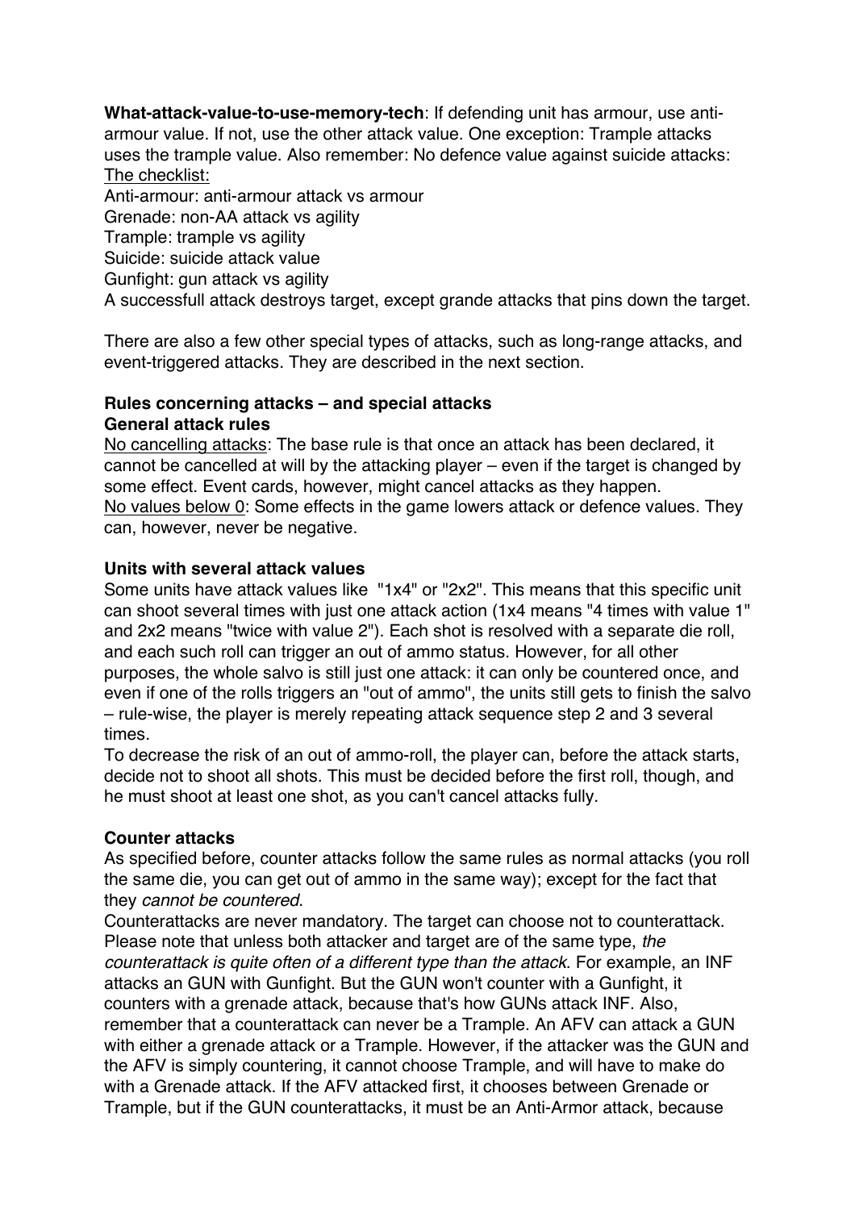**What-attack-value-to-use-memory-tech**: If defending unit has armour, use anti-armour value. If not, use the other attack value. One exception: Trample attacks uses the trample value. Also remember: No defence value against suicide attacks:
The checklist:
Anti-armour: anti-armour attack vs armour
Grenade: non-AA attack vs agility
Trample: trample vs agility
Suicide: suicide attack value
Gunfight: gun attack vs agility
A successfull attack destroys target, except grande attacks that pins down the target.

There are also a few other special types of attacks, such as long-range attacks, and event-triggered attacks. They are described in the next section.

**Rules concerning attacks – and special attacks**
**General attack rules**
No cancelling attacks: The base rule is that once an attack has been declared, it cannot be cancelled at will by the attacking player – even if the target is changed by some effect. Event cards, however, might cancel attacks as they happen.
No values below 0: Some effects in the game lowers attack or defence values. They can, however, never be negative.

**Units with several attack values**
Some units have attack values like "1x4" or "2x2". This means that this specific unit can shoot several times with just one attack action (1x4 means "4 times with value 1" and 2x2 means "twice with value 2"). Each shot is resolved with a separate die roll, and each such roll can trigger an out of ammo status. However, for all other purposes, the whole salvo is still just one attack: it can only be countered once, and even if one of the rolls triggers an "out of ammo", the units still gets to finish the salvo – rule-wise, the player is merely repeating attack sequence step 2 and 3 several times.
To decrease the risk of an out of ammo-roll, the player can, before the attack starts, decide not to shoot all shots. This must be decided before the first roll, though, and he must shoot at least one shot, as you can't cancel attacks fully.

**Counter attacks**
As specified before, counter attacks follow the same rules as normal attacks (you roll the same die, you can get out of ammo in the same way); except for the fact that they *cannot be countered*.
Counterattacks are never mandatory. The target can choose not to counterattack. Please note that unless both attacker and target are of the same type, *the counterattack is quite often of a different type than the attack*. For example, an INF attacks an GUN with Gunfight. But the GUN won't counter with a Gunfight, it counters with a grenade attack, because that's how GUNs attack INF. Also, remember that a counterattack can never be a Trample. An AFV can attack a GUN with either a grenade attack or a Trample. However, if the attacker was the GUN and the AFV is simply countering, it cannot choose Trample, and will have to make do with a Grenade attack. If the AFV attacked first, it chooses between Grenade or Trample, but if the GUN counterattacks, it must be an Anti-Armor attack, because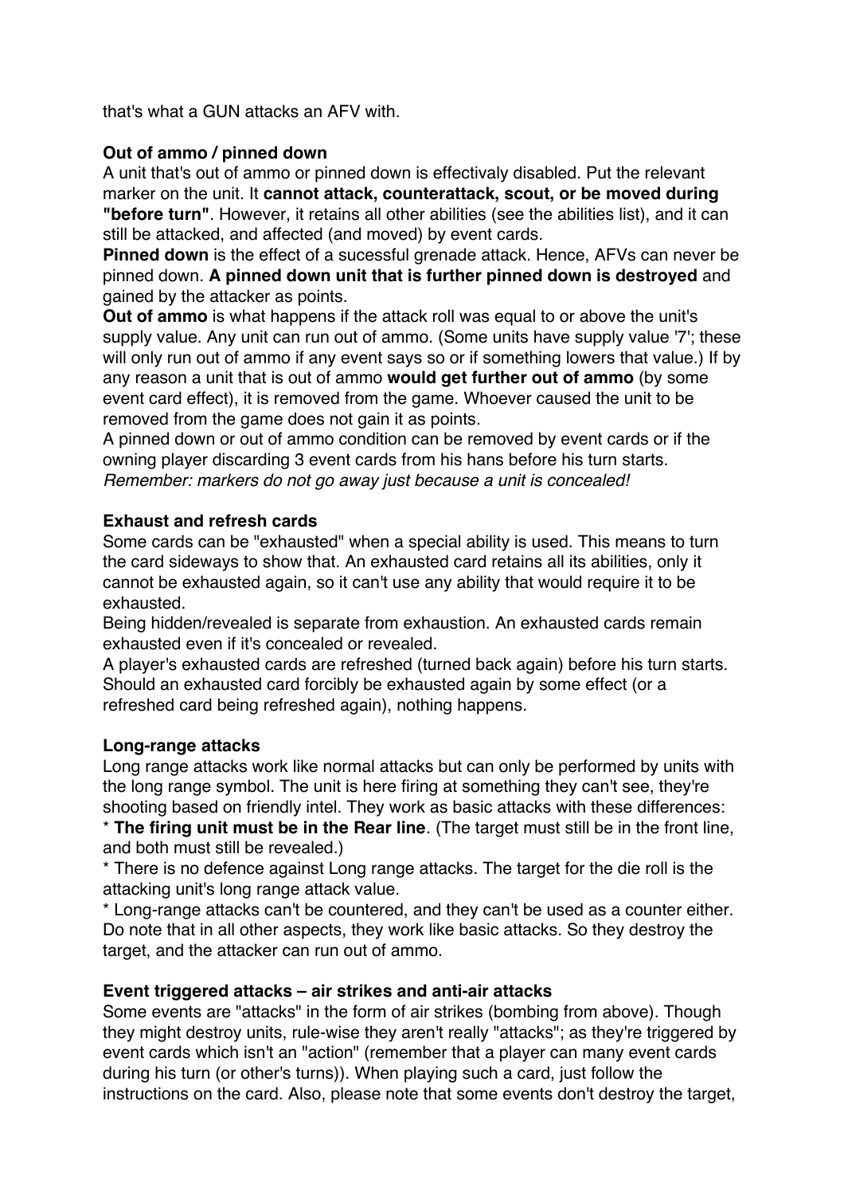that's what a GUN attacks an AFV with.

**Out of ammo / pinned down**

A unit that's out of ammo or pinned down is effectivaly disabled. Put the relevant marker on the unit. It **cannot attack, counterattack, scout, or be moved during "before turn"**. However, it retains all other abilities (see the abilities list), and it can still be attacked, and affected (and moved) by event cards.

**Pinned down** is the effect of a sucessful grenade attack. Hence, AFVs can never be pinned down. **A pinned down unit that is further pinned down is destroyed** and gained by the attacker as points.

**Out of ammo** is what happens if the attack roll was equal to or above the unit's supply value. Any unit can run out of ammo. (Some units have supply value '7'; these will only run out of ammo if any event says so or if something lowers that value.) If by any reason a unit that is out of ammo **would get further out of ammo** (by some event card effect), it is removed from the game. Whoever caused the unit to be removed from the game does not gain it as points.

A pinned down or out of ammo condition can be removed by event cards or if the owning player discarding 3 event cards from his hans before his turn starts.

*Remember: markers do not go away just because a unit is concealed!*

**Exhaust and refresh cards**

Some cards can be "exhausted" when a special ability is used. This means to turn the card sideways to show that. An exhausted card retains all its abilities, only it cannot be exhausted again, so it can't use any ability that would require it to be exhausted.

Being hidden/revealed is separate from exhaustion. An exhausted cards remain exhausted even if it's concealed or revealed.

A player's exhausted cards are refreshed (turned back again) before his turn starts. Should an exhausted card forcibly be exhausted again by some effect (or a refreshed card being refreshed again), nothing happens.

**Long-range attacks**

Long range attacks work like normal attacks but can only be performed by units with the long range symbol. The unit is here firing at something they can't see, they're shooting based on friendly intel. They work as basic attacks with these differences:

* **The firing unit must be in the Rear line**. (The target must still be in the front line, and both must still be revealed.)
* There is no defence against Long range attacks. The target for the die roll is the attacking unit's long range attack value.
* Long-range attacks can't be countered, and they can't be used as a counter either. Do note that in all other aspects, they work like basic attacks. So they destroy the target, and the attacker can run out of ammo.

**Event triggered attacks – air strikes and anti-air attacks**

Some events are "attacks" in the form of air strikes (bombing from above). Though they might destroy units, rule-wise they aren't really "attacks"; as they're triggered by event cards which isn't an "action" (remember that a player can many event cards during his turn (or other's turns)). When playing such a card, just follow the instructions on the card. Also, please note that some events don't destroy the target,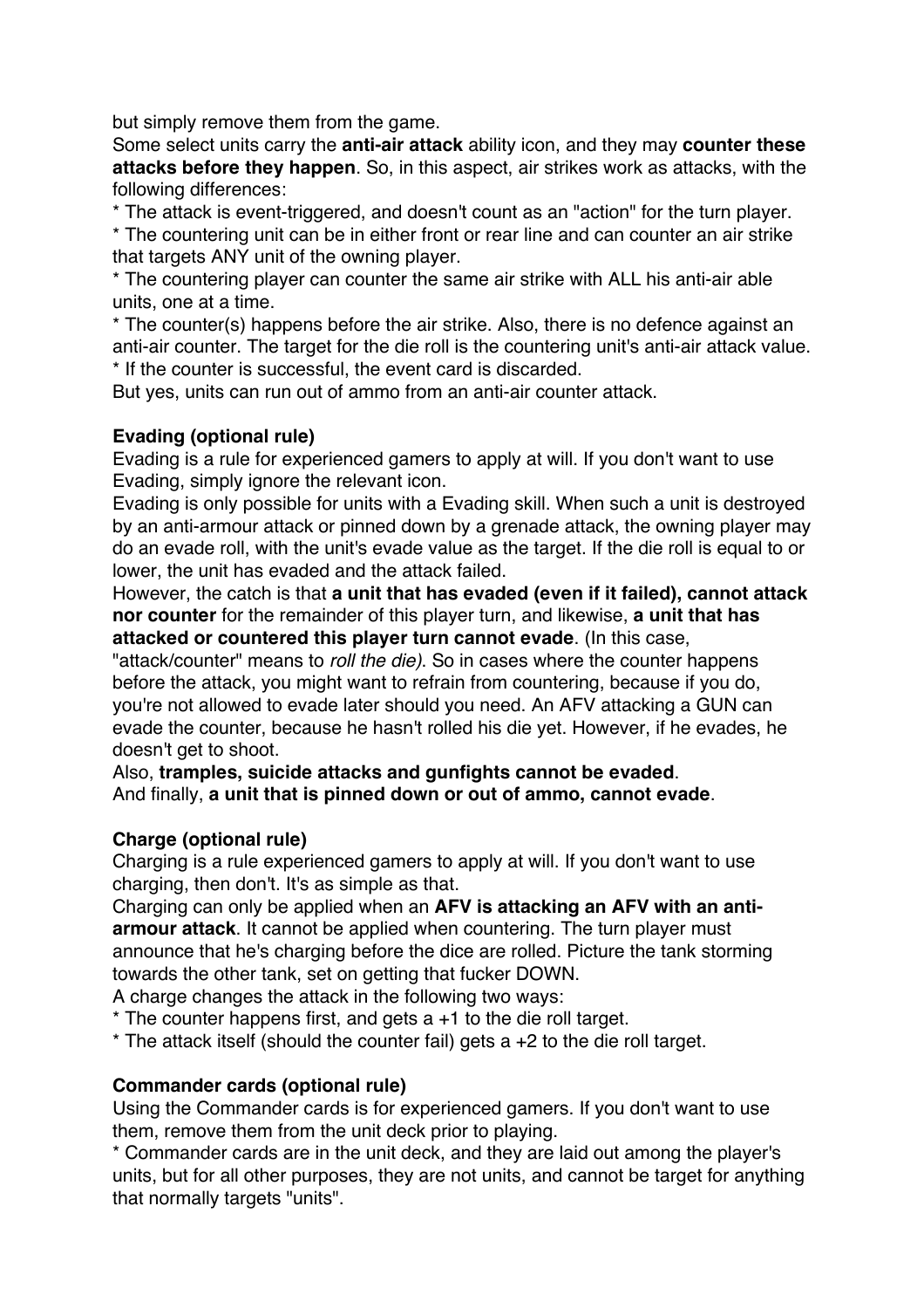but simply remove them from the game.

Some select units carry the **anti-air attack** ability icon, and they may **counter these attacks before they happen**. So, in this aspect, air strikes work as attacks, with the following differences:

* The attack is event-triggered, and doesn't count as an "action" for the turn player.
* The countering unit can be in either front or rear line and can counter an air strike that targets ANY unit of the owning player.
* The countering player can counter the same air strike with ALL his anti-air able units, one at a time.
* The counter(s) happens before the air strike. Also, there is no defence against an anti-air counter. The target for the die roll is the countering unit's anti-air attack value.
* If the counter is successful, the event card is discarded.

But yes, units can run out of ammo from an anti-air counter attack.

**Evading (optional rule)**

Evading is a rule for experienced gamers to apply at will. If you don't want to use Evading, simply ignore the relevant icon.

Evading is only possible for units with a Evading skill. When such a unit is destroyed by an anti-armour attack or pinned down by a grenade attack, the owning player may do an evade roll, with the unit's evade value as the target. If the die roll is equal to or lower, the unit has evaded and the attack failed.

However, the catch is that **a unit that has evaded (even if it failed), cannot attack nor counter** for the remainder of this player turn, and likewise, **a unit that has attacked or countered this player turn cannot evade**. (In this case, "attack/counter" means to *roll the die)*. So in cases where the counter happens before the attack, you might want to refrain from countering, because if you do, you're not allowed to evade later should you need. An AFV attacking a GUN can evade the counter, because he hasn't rolled his die yet. However, if he evades, he doesn't get to shoot.

Also, **tramples, suicide attacks and gunfights cannot be evaded**.

And finally, **a unit that is pinned down or out of ammo, cannot evade**.

**Charge (optional rule)**

Charging is a rule experienced gamers to apply at will. If you don't want to use charging, then don't. It's as simple as that.

Charging can only be applied when an **AFV is attacking an AFV with an anti-armour attack**. It cannot be applied when countering. The turn player must announce that he's charging before the dice are rolled. Picture the tank storming towards the other tank, set on getting that fucker DOWN.

A charge changes the attack in the following two ways:

* The counter happens first, and gets a +1 to the die roll target.
* The attack itself (should the counter fail) gets a +2 to the die roll target.

**Commander cards (optional rule)**

Using the Commander cards is for experienced gamers. If you don't want to use them, remove them from the unit deck prior to playing.

* Commander cards are in the unit deck, and they are laid out among the player's units, but for all other purposes, they are not units, and cannot be target for anything that normally targets "units".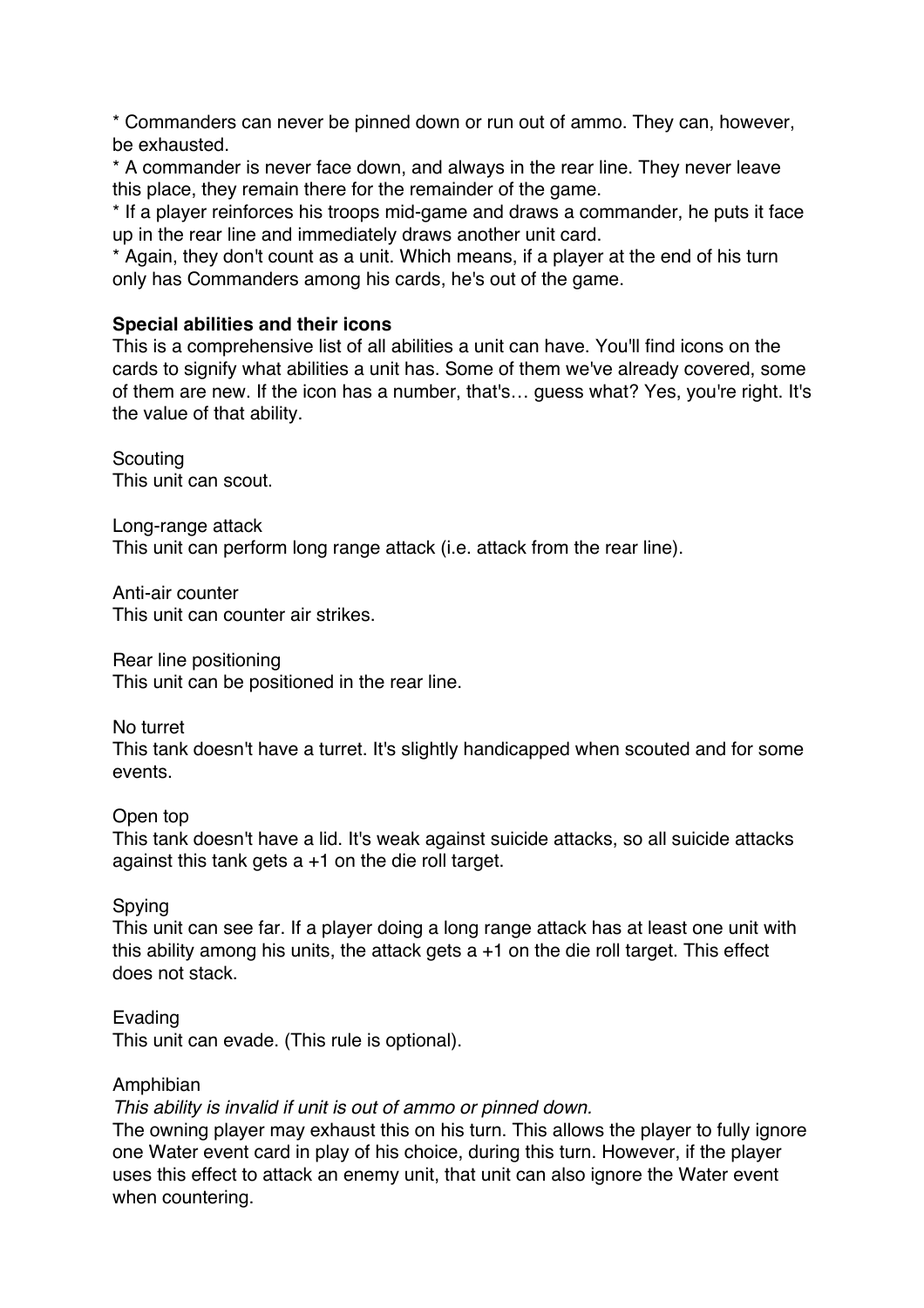* Commanders can never be pinned down or run out of ammo. They can, however, be exhausted.
* A commander is never face down, and always in the rear line. They never leave this place, they remain there for the remainder of the game.
* If a player reinforces his troops mid-game and draws a commander, he puts it face up in the rear line and immediately draws another unit card.
* Again, they don't count as a unit. Which means, if a player at the end of his turn only has Commanders among his cards, he's out of the game.

**Special abilities and their icons**

This is a comprehensive list of all abilities a unit can have. You'll find icons on the cards to signify what abilities a unit has. Some of them we've already covered, some of them are new. If the icon has a number, that's… guess what? Yes, you're right. It's the value of that ability.

Scouting
This unit can scout.

Long-range attack
This unit can perform long range attack (i.e. attack from the rear line).

Anti-air counter
This unit can counter air strikes.

Rear line positioning
This unit can be positioned in the rear line.

No turret
This tank doesn't have a turret. It's slightly handicapped when scouted and for some events.

Open top
This tank doesn't have a lid. It's weak against suicide attacks, so all suicide attacks against this tank gets a +1 on the die roll target.

Spying
This unit can see far. If a player doing a long range attack has at least one unit with this ability among his units, the attack gets a +1 on the die roll target. This effect does not stack.

Evading
This unit can evade. (This rule is optional).

Amphibian
*This ability is invalid if unit is out of ammo or pinned down.*
The owning player may exhaust this on his turn. This allows the player to fully ignore one Water event card in play of his choice, during this turn. However, if the player uses this effect to attack an enemy unit, that unit can also ignore the Water event when countering.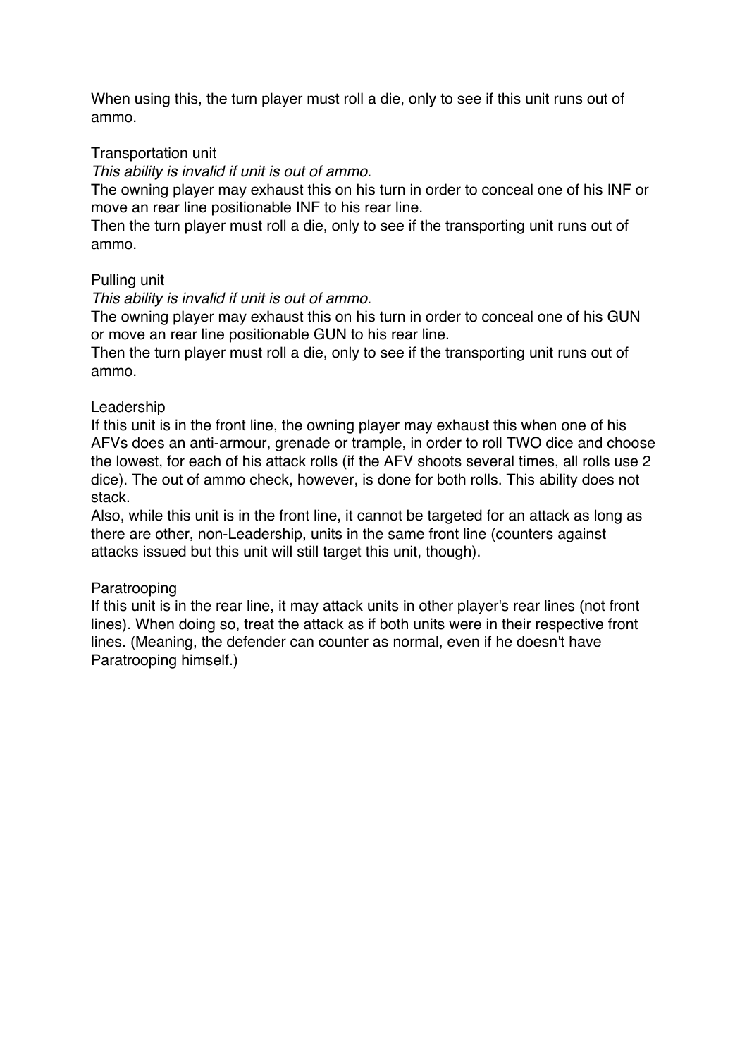When using this, the turn player must roll a die, only to see if this unit runs out of ammo.

Transportation unit

*This ability is invalid if unit is out of ammo.*

The owning player may exhaust this on his turn in order to conceal one of his INF or move an rear line positionable INF to his rear line.

Then the turn player must roll a die, only to see if the transporting unit runs out of ammo.

Pulling unit

*This ability is invalid if unit is out of ammo.*

The owning player may exhaust this on his turn in order to conceal one of his GUN or move an rear line positionable GUN to his rear line.

Then the turn player must roll a die, only to see if the transporting unit runs out of ammo.

Leadership

If this unit is in the front line, the owning player may exhaust this when one of his AFVs does an anti-armour, grenade or trample, in order to roll TWO dice and choose the lowest, for each of his attack rolls (if the AFV shoots several times, all rolls use 2 dice). The out of ammo check, however, is done for both rolls. This ability does not stack.

Also, while this unit is in the front line, it cannot be targeted for an attack as long as there are other, non-Leadership, units in the same front line (counters against attacks issued but this unit will still target this unit, though).

Paratrooping

If this unit is in the rear line, it may attack units in other player's rear lines (not front lines). When doing so, treat the attack as if both units were in their respective front lines. (Meaning, the defender can counter as normal, even if he doesn't have Paratrooping himself.)